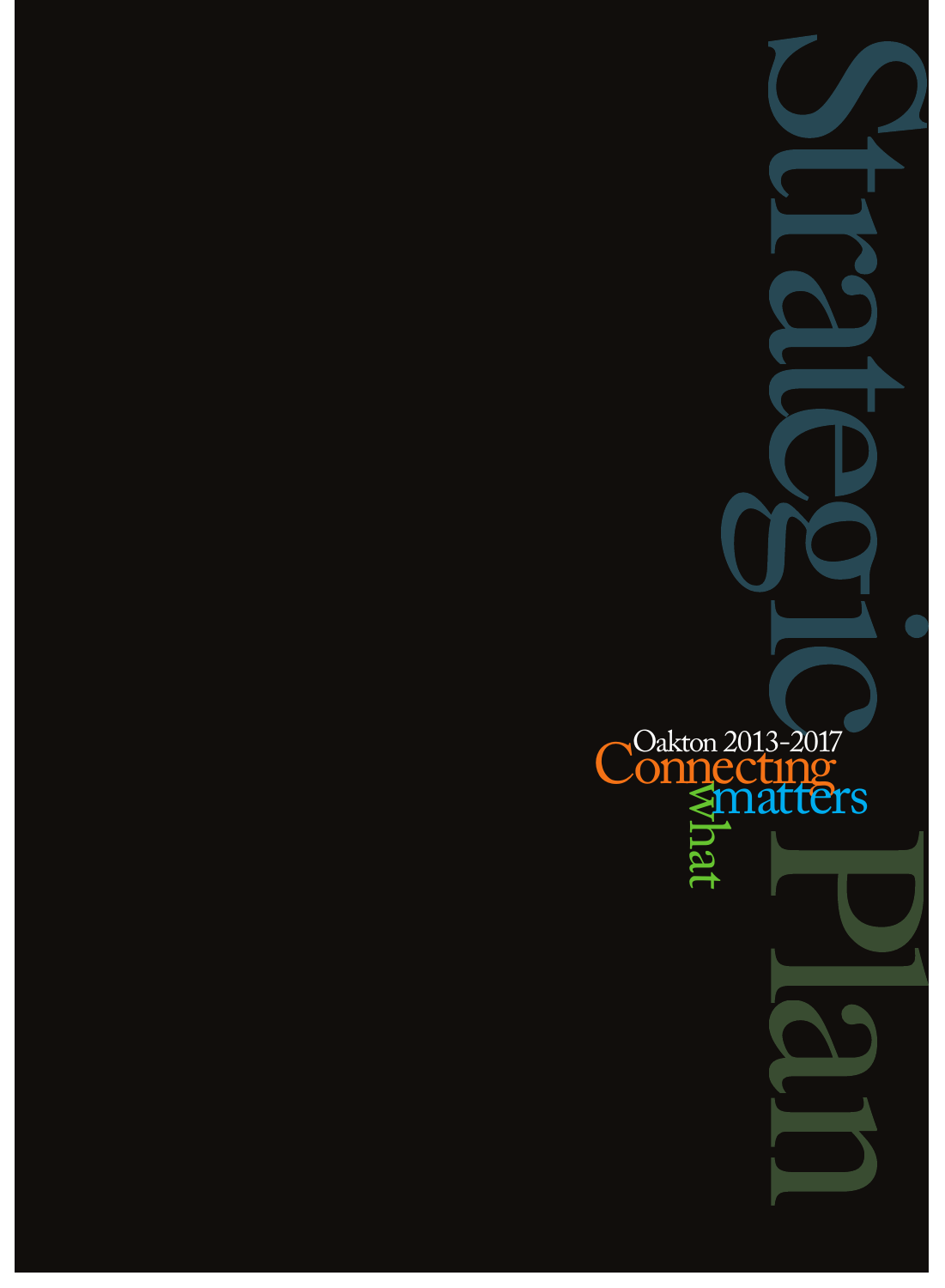# Strategic Plan

Oakton 2013-2017

Connecting what matters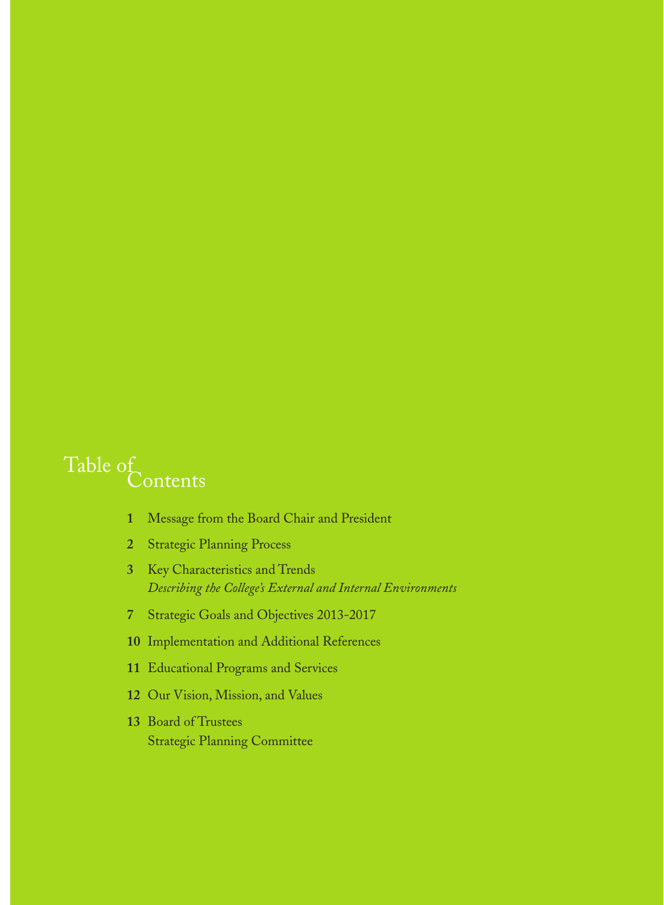# Table of Contents

**1** Message from the Board Chair and President

**2** Strategic Planning Process

**3** Key Characteristics and Trends
*Describing the College's External and Internal Environments*

**7** Strategic Goals and Objectives 2013-2017

**10** Implementation and Additional References

**11** Educational Programs and Services

**12** Our Vision, Mission, and Values

**13** Board of Trustees
Strategic Planning Committee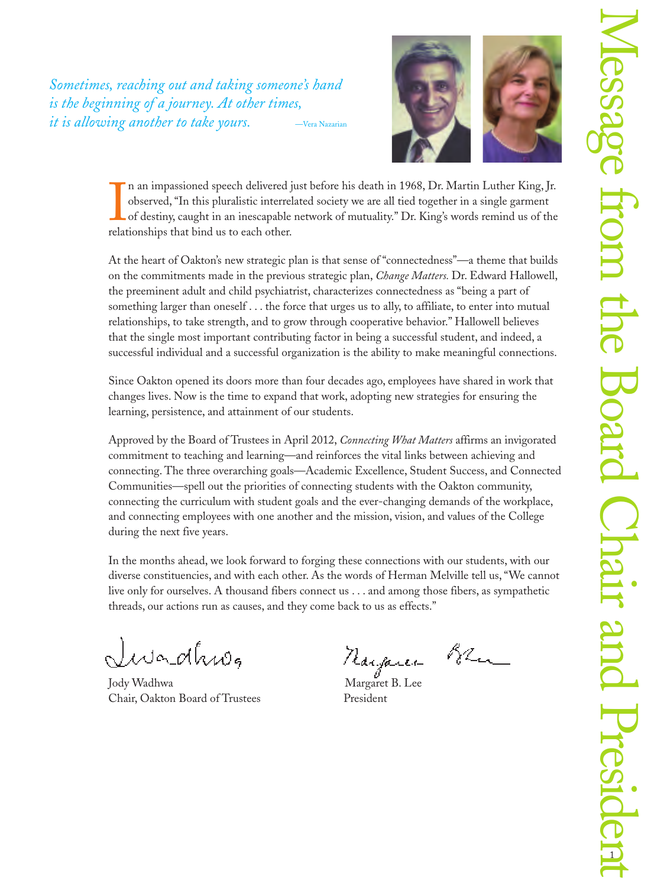# Message from the Chair and President

*Sometimes, reaching out and taking someone's hand is the beginning of a journey. At other times, it is allowing another to take yours.* —Vera Nazarian

In an impassioned speech delivered just before his death in 1968, Dr. Martin Luther King, Jr. observed, "In this pluralistic interrelated society we are all tied together in a single garment of destiny, caught in an inescapable network of mutuality." Dr. King's words remind us of the relationships that bind us to each other.

At the heart of Oakton's new strategic plan is that sense of "connectedness"—a theme that builds on the commitments made in the previous strategic plan, *Change Matters.* Dr. Edward Hallowell, the preeminent adult and child psychiatrist, characterizes connectedness as "being a part of something larger than oneself . . . the force that urges us to ally, to affiliate, to enter into mutual relationships, to take strength, and to grow through cooperative behavior." Hallowell believes that the single most important contributing factor in being a successful student, and indeed, a successful individual and a successful organization is the ability to make meaningful connections.

Since Oakton opened its doors more than four decades ago, employees have shared in work that changes lives. Now is the time to expand that work, adopting new strategies for ensuring the learning, persistence, and attainment of our students.

Approved by the Board of Trustees in April 2012, *Connecting What Matters* affirms an invigorated commitment to teaching and learning—and reinforces the vital links between achieving and connecting. The three overarching goals—Academic Excellence, Student Success, and Connected Communities—spell out the priorities of connecting students with the Oakton community, connecting the curriculum with student goals and the ever-changing demands of the workplace, and connecting employees with one another and the mission, vision, and values of the College during the next five years.

In the months ahead, we look forward to forging these connections with our students, with our diverse constituencies, and with each other. As the words of Herman Melville tell us, "We cannot live only for ourselves. A thousand fibers connect us . . . and among those fibers, as sympathetic threads, our actions run as causes, and they come back to us as effects."

Jody Wadhwa
Chair, Oakton Board of Trustees

Margaret B. Lee
President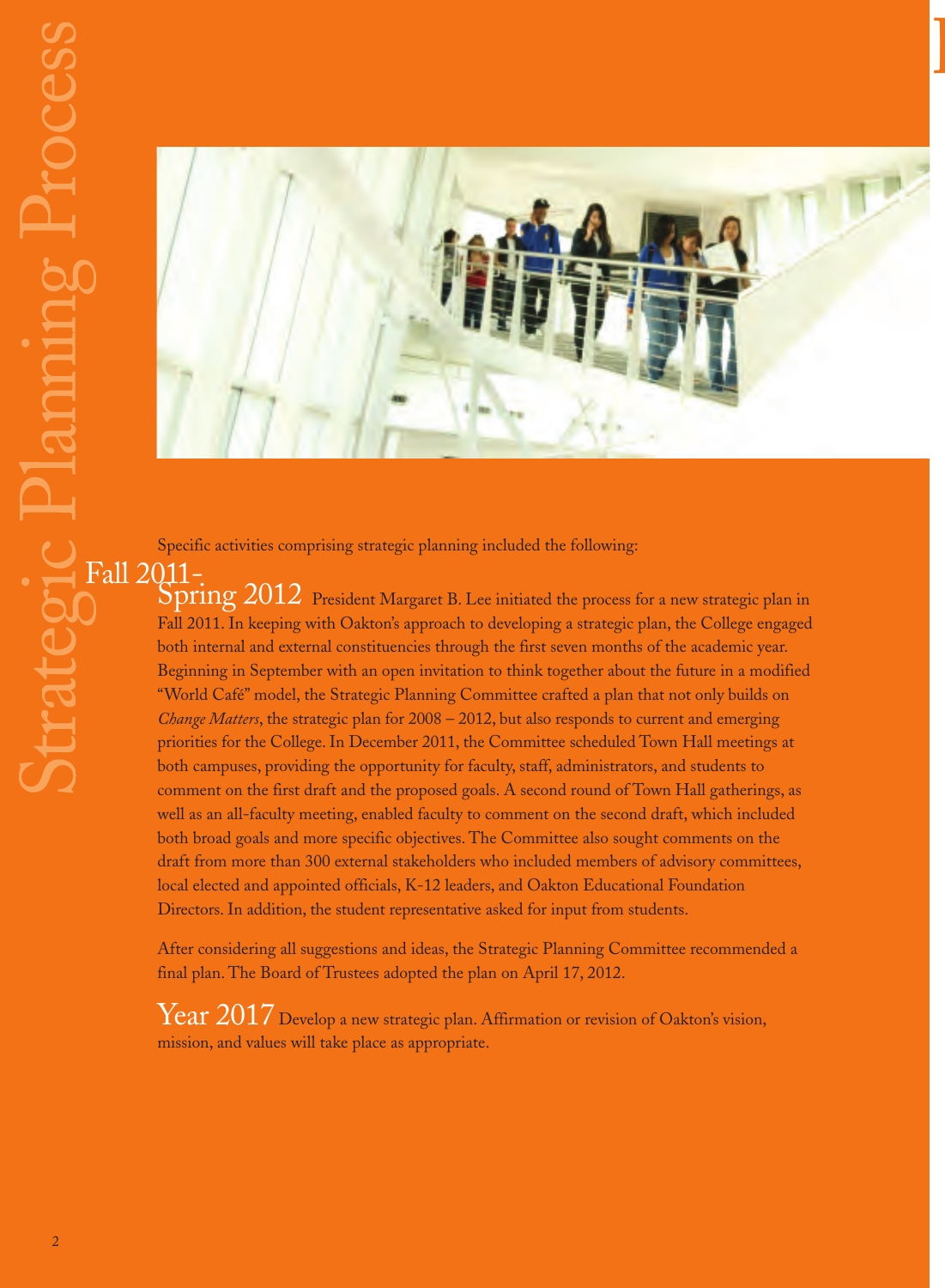# Strategic Planning Process

Specific activities comprising strategic planning included the following:

**Fall 2011-Spring 2012** President Margaret B. Lee initiated the process for a new strategic plan in Fall 2011. In keeping with Oakton's approach to developing a strategic plan, the College engaged both internal and external constituencies through the first seven months of the academic year. Beginning in September with an open invitation to think together about the future in a modified "World Café" model, the Strategic Planning Committee crafted a plan that not only builds on *Change Matters*, the strategic plan for 2008 – 2012, but also responds to current and emerging priorities for the College. In December 2011, the Committee scheduled Town Hall meetings at both campuses, providing the opportunity for faculty, staff, administrators, and students to comment on the first draft and the proposed goals. A second round of Town Hall gatherings, as well as an all-faculty meeting, enabled faculty to comment on the second draft, which included both broad goals and more specific objectives. The Committee also sought comments on the draft from more than 300 external stakeholders who included members of advisory committees, local elected and appointed officials, K-12 leaders, and Oakton Educational Foundation Directors. In addition, the student representative asked for input from students.

After considering all suggestions and ideas, the Strategic Planning Committee recommended a final plan. The Board of Trustees adopted the plan on April 17, 2012.

**Year 2017** Develop a new strategic plan. Affirmation or revision of Oakton's vision, mission, and values will take place as appropriate.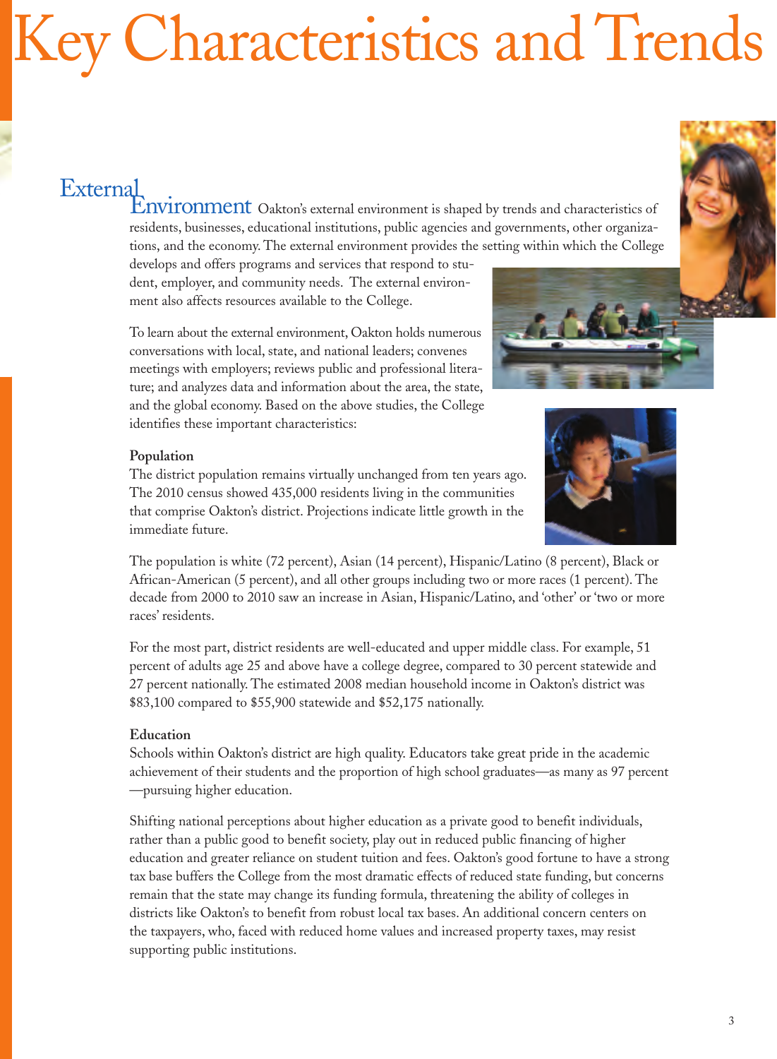# Key Characteristics and Trends

## External Environment

Oakton's external environment is shaped by trends and characteristics of residents, businesses, educational institutions, public agencies and governments, other organizations, and the economy. The external environment provides the setting within which the College develops and offers programs and services that respond to student, employer, and community needs. The external environment also affects resources available to the College.

To learn about the external environment, Oakton holds numerous conversations with local, state, and national leaders; convenes meetings with employers; reviews public and professional literature; and analyzes data and information about the area, the state, and the global economy. Based on the above studies, the College identifies these important characteristics:

**Population**

The district population remains virtually unchanged from ten years ago. The 2010 census showed 435,000 residents living in the communities that comprise Oakton's district. Projections indicate little growth in the immediate future.

The population is white (72 percent), Asian (14 percent), Hispanic/Latino (8 percent), Black or African-American (5 percent), and all other groups including two or more races (1 percent). The decade from 2000 to 2010 saw an increase in Asian, Hispanic/Latino, and 'other' or 'two or more races' residents.

For the most part, district residents are well-educated and upper middle class. For example, 51 percent of adults age 25 and above have a college degree, compared to 30 percent statewide and 27 percent nationally. The estimated 2008 median household income in Oakton's district was $83,100 compared to $55,900 statewide and $52,175 nationally.

**Education**

Schools within Oakton's district are high quality. Educators take great pride in the academic achievement of their students and the proportion of high school graduates—as many as 97 percent—pursuing higher education.

Shifting national perceptions about higher education as a private good to benefit individuals, rather than a public good to benefit society, play out in reduced public financing of higher education and greater reliance on student tuition and fees. Oakton's good fortune to have a strong tax base buffers the College from the most dramatic effects of reduced state funding, but concerns remain that the state may change its funding formula, threatening the ability of colleges in districts like Oakton's to benefit from robust local tax bases. An additional concern centers on the taxpayers, who, faced with reduced home values and increased property taxes, may resist supporting public institutions.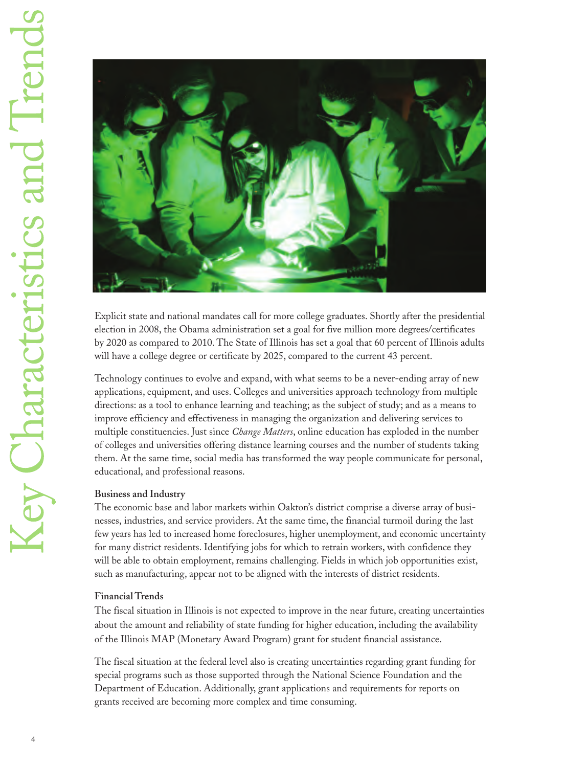Explicit state and national mandates call for more college graduates. Shortly after the presidential election in 2008, the Obama administration set a goal for five million more degrees/certificates by 2020 as compared to 2010. The State of Illinois has set a goal that 60 percent of Illinois adults will have a college degree or certificate by 2025, compared to the current 43 percent.

Technology continues to evolve and expand, with what seems to be a never-ending array of new applications, equipment, and uses. Colleges and universities approach technology from multiple directions: as a tool to enhance learning and teaching; as the subject of study; and as a means to improve efficiency and effectiveness in managing the organization and delivering services to multiple constituencies. Just since *Change Matters*, online education has exploded in the number of colleges and universities offering distance learning courses and the number of students taking them. At the same time, social media has transformed the way people communicate for personal, educational, and professional reasons.

**Business and Industry**

The economic base and labor markets within Oakton's district comprise a diverse array of businesses, industries, and service providers. At the same time, the financial turmoil during the last few years has led to increased home foreclosures, higher unemployment, and economic uncertainty for many district residents. Identifying jobs for which to retrain workers, with confidence they will be able to obtain employment, remains challenging. Fields in which job opportunities exist, such as manufacturing, appear not to be aligned with the interests of district residents.

**Financial Trends**

The fiscal situation in Illinois is not expected to improve in the near future, creating uncertainties about the amount and reliability of state funding for higher education, including the availability of the Illinois MAP (Monetary Award Program) grant for student financial assistance.

The fiscal situation at the federal level also is creating uncertainties regarding grant funding for special programs such as those supported through the National Science Foundation and the Department of Education. Additionally, grant applications and requirements for reports on grants received are becoming more complex and time consuming.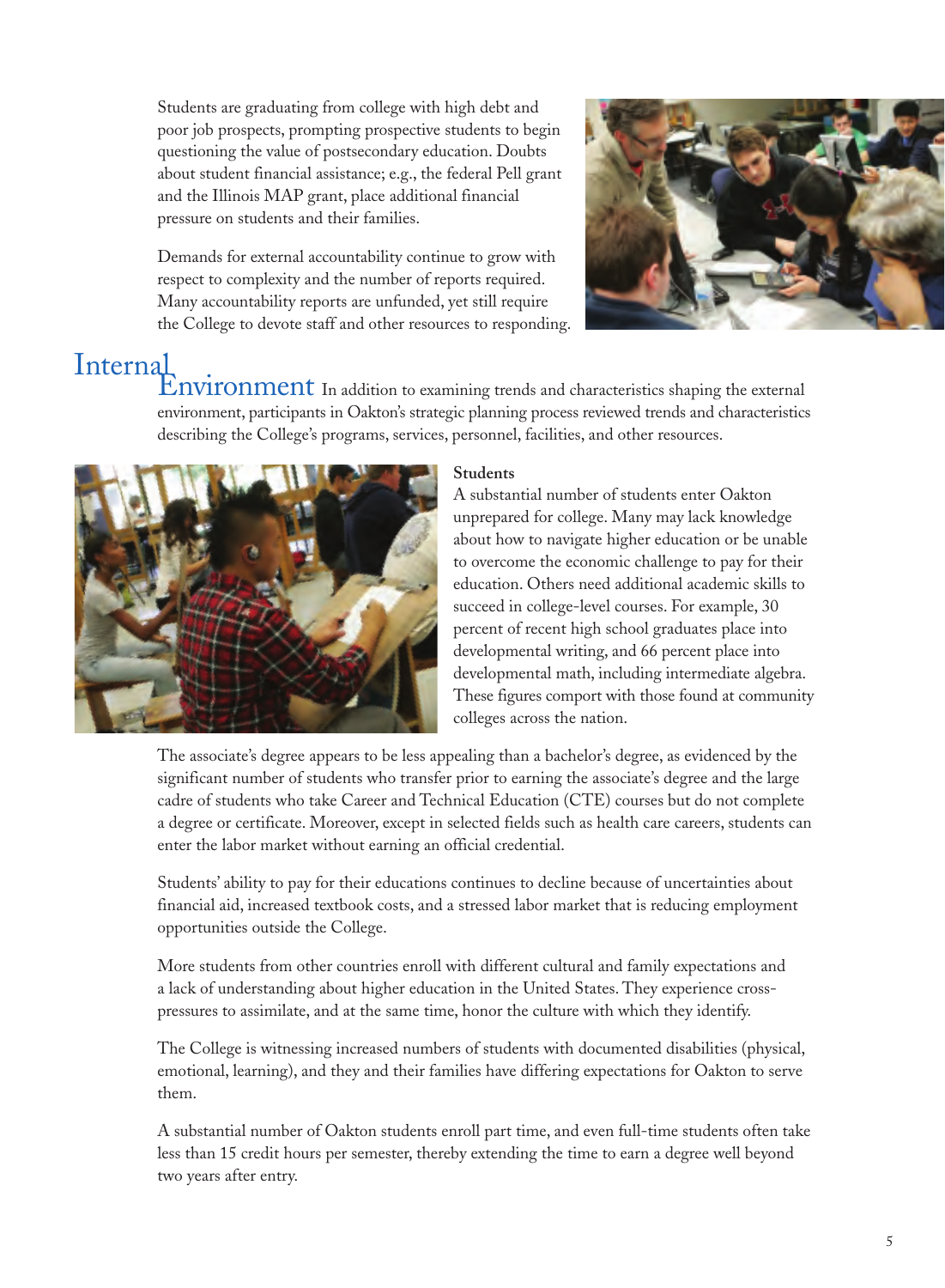Students are graduating from college with high debt and poor job prospects, prompting prospective students to begin questioning the value of postsecondary education. Doubts about student financial assistance; e.g., the federal Pell grant and the Illinois MAP grant, place additional financial pressure on students and their families.

Demands for external accountability continue to grow with respect to complexity and the number of reports required. Many accountability reports are unfunded, yet still require the College to devote staff and other resources to responding.

## Internal Environment

In addition to examining trends and characteristics shaping the external environment, participants in Oakton's strategic planning process reviewed trends and characteristics describing the College's programs, services, personnel, facilities, and other resources.

### Students

A substantial number of students enter Oakton unprepared for college. Many may lack knowledge about how to navigate higher education or be unable to overcome the economic challenge to pay for their education. Others need additional academic skills to succeed in college-level courses. For example, 30 percent of recent high school graduates place into developmental writing, and 66 percent place into developmental math, including intermediate algebra. These figures comport with those found at community colleges across the nation.

The associate's degree appears to be less appealing than a bachelor's degree, as evidenced by the significant number of students who transfer prior to earning the associate's degree and the large cadre of students who take Career and Technical Education (CTE) courses but do not complete a degree or certificate. Moreover, except in selected fields such as health care careers, students can enter the labor market without earning an official credential.

Students' ability to pay for their educations continues to decline because of uncertainties about financial aid, increased textbook costs, and a stressed labor market that is reducing employment opportunities outside the College.

More students from other countries enroll with different cultural and family expectations and a lack of understanding about higher education in the United States. They experience cross-pressures to assimilate, and at the same time, honor the culture with which they identify.

The College is witnessing increased numbers of students with documented disabilities (physical, emotional, learning), and they and their families have differing expectations for Oakton to serve them.

A substantial number of Oakton students enroll part time, and even full-time students often take less than 15 credit hours per semester, thereby extending the time to earn a degree well beyond two years after entry.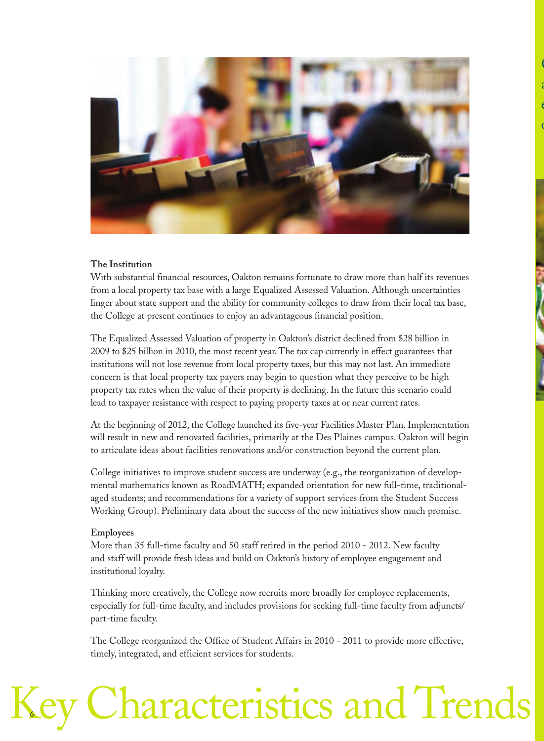# Key Characteristics and Trends

### The Institution

With substantial financial resources, Oakton remains fortunate to draw more than half its revenues from a local property tax base with a large Equalized Assessed Valuation. Although uncertainties linger about state support and the ability for community colleges to draw from their local tax base, the College at present continues to enjoy an advantageous financial position.

The Equalized Assessed Valuation of property in Oakton's district declined from $28 billion in 2009 to $25 billion in 2010, the most recent year. The tax cap currently in effect guarantees that institutions will not lose revenue from local property taxes, but this may not last. An immediate concern is that local property tax payers may begin to question what they perceive to be high property tax rates when the value of their property is declining. In the future this scenario could lead to taxpayer resistance with respect to paying property taxes at or near current rates.

At the beginning of 2012, the College launched its five-year Facilities Master Plan. Implementation will result in new and renovated facilities, primarily at the Des Plaines campus. Oakton will begin to articulate ideas about facilities renovations and/or construction beyond the current plan.

College initiatives to improve student success are underway (e.g., the reorganization of developmental mathematics known as RoadMATH; expanded orientation for new full-time, traditional-aged students; and recommendations for a variety of support services from the Student Success Working Group). Preliminary data about the success of the new initiatives show much promise.

### Employees

More than 35 full-time faculty and 50 staff retired in the period 2010 - 2012. New faculty and staff will provide fresh ideas and build on Oakton's history of employee engagement and institutional loyalty.

Thinking more creatively, the College now recruits more broadly for employee replacements, especially for full-time faculty, and includes provisions for seeking full-time faculty from adjuncts/part-time faculty.

The College reorganized the Office of Student Affairs in 2010 - 2011 to provide more effective, timely, integrated, and efficient services for students.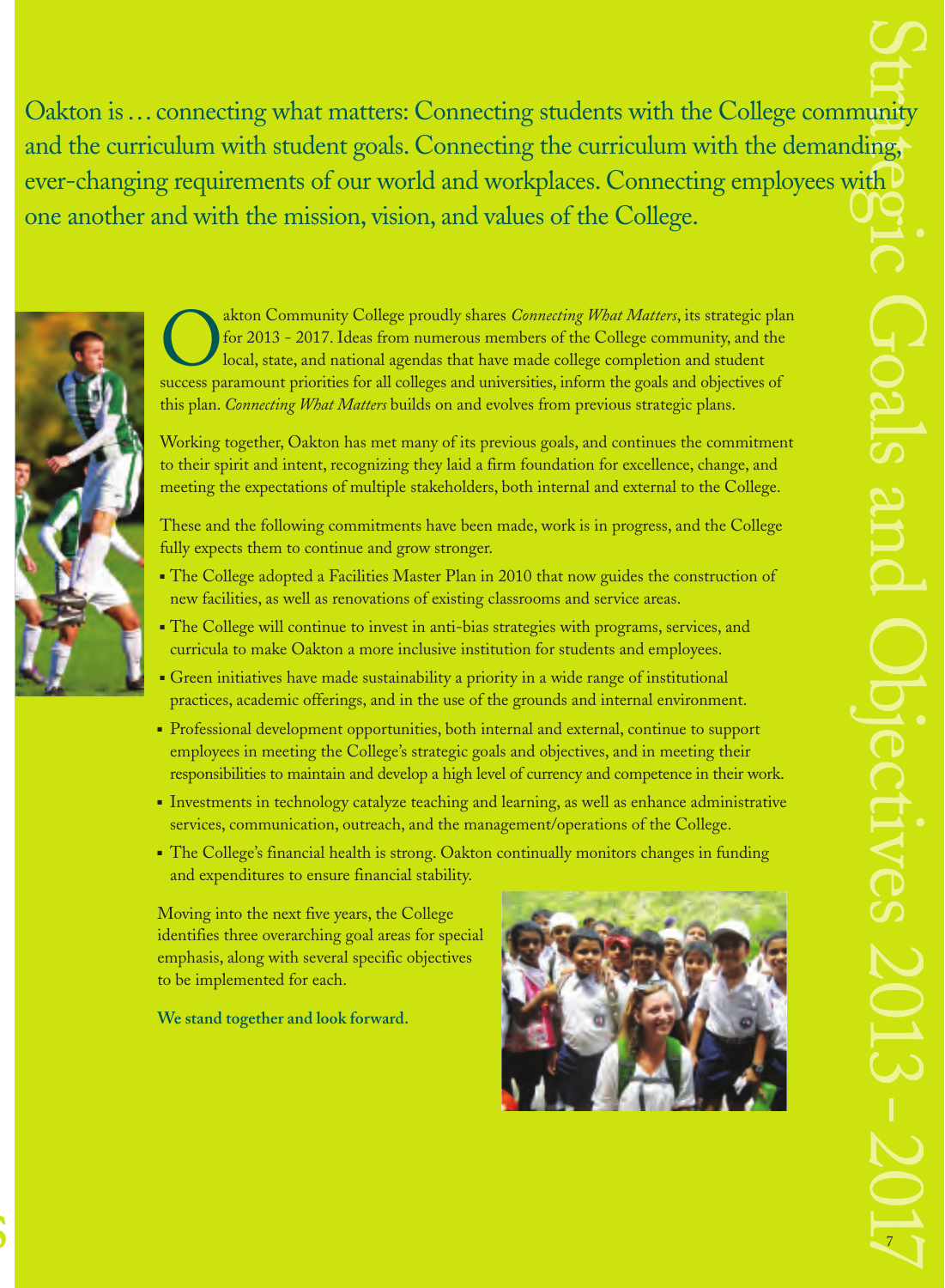# Strategic Goals and Objectives 2013 - 2017

Oakton is … connecting what matters: Connecting students with the College community and the curriculum with student goals. Connecting the curriculum with the demanding, ever-changing requirements of our world and workplaces. Connecting employees with one another and with the mission, vision, and values of the College.

Oakton Community College proudly shares *Connecting What Matters*, its strategic plan for 2013 - 2017. Ideas from numerous members of the College community, and the local, state, and national agendas that have made college completion and student success paramount priorities for all colleges and universities, inform the goals and objectives of this plan. *Connecting What Matters* builds on and evolves from previous strategic plans.

Working together, Oakton has met many of its previous goals, and continues the commitment to their spirit and intent, recognizing they laid a firm foundation for excellence, change, and meeting the expectations of multiple stakeholders, both internal and external to the College.

These and the following commitments have been made, work is in progress, and the College fully expects them to continue and grow stronger.

- The College adopted a Facilities Master Plan in 2010 that now guides the construction of new facilities, as well as renovations of existing classrooms and service areas.
- The College will continue to invest in anti-bias strategies with programs, services, and curricula to make Oakton a more inclusive institution for students and employees.
- Green initiatives have made sustainability a priority in a wide range of institutional practices, academic offerings, and in the use of the grounds and internal environment.
- Professional development opportunities, both internal and external, continue to support employees in meeting the College's strategic goals and objectives, and in meeting their responsibilities to maintain and develop a high level of currency and competence in their work.
- Investments in technology catalyze teaching and learning, as well as enhance administrative services, communication, outreach, and the management/operations of the College.
- The College's financial health is strong. Oakton continually monitors changes in funding and expenditures to ensure financial stability.

Moving into the next five years, the College identifies three overarching goal areas for special emphasis, along with several specific objectives to be implemented for each.

**We stand together and look forward.**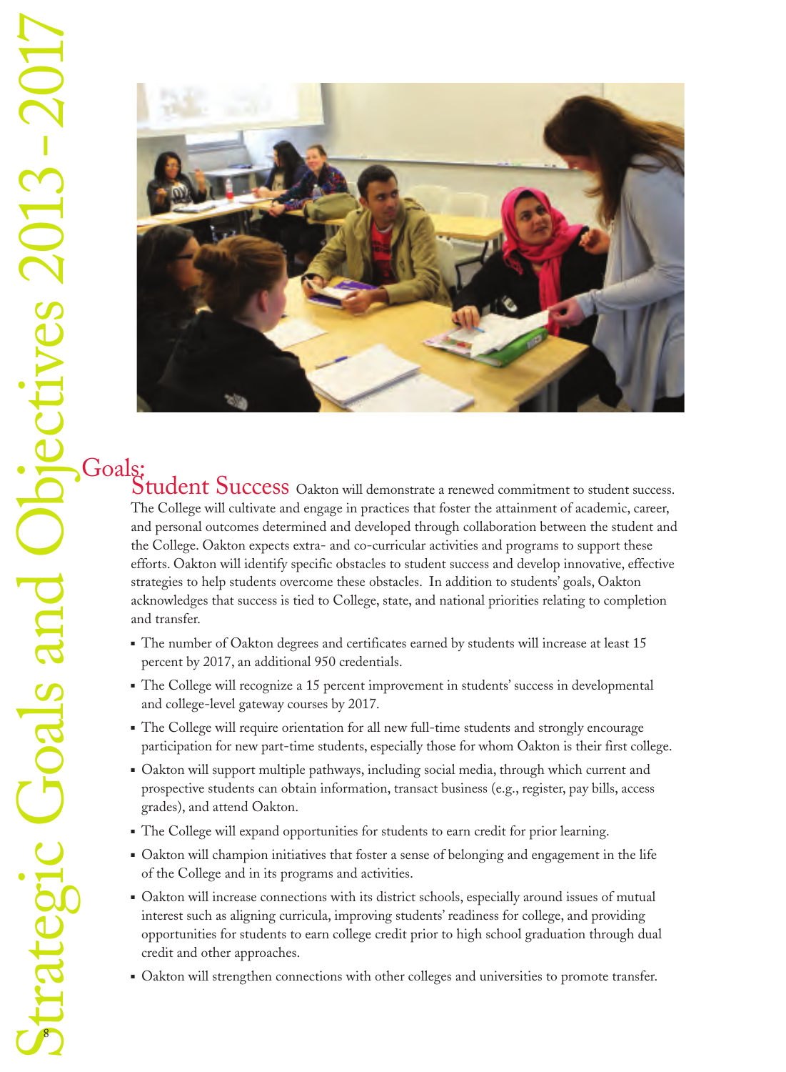# Goals:

## Student Success

Oakton will demonstrate a renewed commitment to student success. The College will cultivate and engage in practices that foster the attainment of academic, career, and personal outcomes determined and developed through collaboration between the student and the College. Oakton expects extra- and co-curricular activities and programs to support these efforts. Oakton will identify specific obstacles to student success and develop innovative, effective strategies to help students overcome these obstacles. In addition to students' goals, Oakton acknowledges that success is tied to College, state, and national priorities relating to completion and transfer.

- The number of Oakton degrees and certificates earned by students will increase at least 15 percent by 2017, an additional 950 credentials.
- The College will recognize a 15 percent improvement in students' success in developmental and college-level gateway courses by 2017.
- The College will require orientation for all new full-time students and strongly encourage participation for new part-time students, especially those for whom Oakton is their first college.
- Oakton will support multiple pathways, including social media, through which current and prospective students can obtain information, transact business (e.g., register, pay bills, access grades), and attend Oakton.
- The College will expand opportunities for students to earn credit for prior learning.
- Oakton will champion initiatives that foster a sense of belonging and engagement in the life of the College and in its programs and activities.
- Oakton will increase connections with its district schools, especially around issues of mutual interest such as aligning curricula, improving students' readiness for college, and providing opportunities for students to earn college credit prior to high school graduation through dual credit and other approaches.
- Oakton will strengthen connections with other colleges and universities to promote transfer.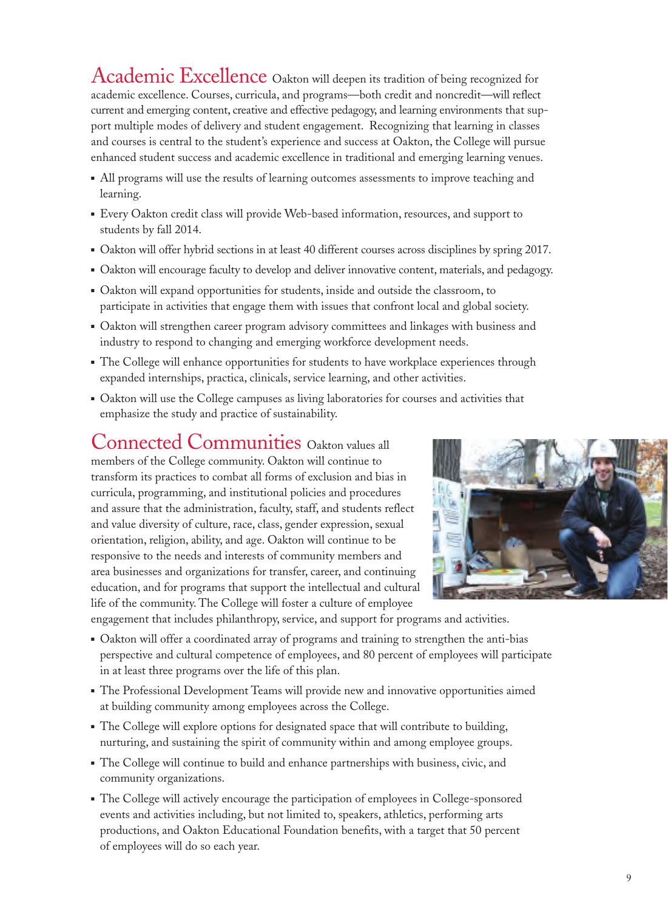## Academic Excellence

Oakton will deepen its tradition of being recognized for academic excellence. Courses, curricula, and programs—both credit and noncredit—will reflect current and emerging content, creative and effective pedagogy, and learning environments that support multiple modes of delivery and student engagement. Recognizing that learning in classes and courses is central to the student's experience and success at Oakton, the College will pursue enhanced student success and academic excellence in traditional and emerging learning venues.

- All programs will use the results of learning outcomes assessments to improve teaching and learning.
- Every Oakton credit class will provide Web-based information, resources, and support to students by fall 2014.
- Oakton will offer hybrid sections in at least 40 different courses across disciplines by spring 2017.
- Oakton will encourage faculty to develop and deliver innovative content, materials, and pedagogy.
- Oakton will expand opportunities for students, inside and outside the classroom, to participate in activities that engage them with issues that confront local and global society.
- Oakton will strengthen career program advisory committees and linkages with business and industry to respond to changing and emerging workforce development needs.
- The College will enhance opportunities for students to have workplace experiences through expanded internships, practica, clinicals, service learning, and other activities.
- Oakton will use the College campuses as living laboratories for courses and activities that emphasize the study and practice of sustainability.

## Connected Communities

Oakton values all members of the College community. Oakton will continue to transform its practices to combat all forms of exclusion and bias in curricula, programming, and institutional policies and procedures and assure that the administration, faculty, staff, and students reflect and value diversity of culture, race, class, gender expression, sexual orientation, religion, ability, and age. Oakton will continue to be responsive to the needs and interests of community members and area businesses and organizations for transfer, career, and continuing education, and for programs that support the intellectual and cultural life of the community. The College will foster a culture of employee engagement that includes philanthropy, service, and support for programs and activities.

- Oakton will offer a coordinated array of programs and training to strengthen the anti-bias perspective and cultural competence of employees, and 80 percent of employees will participate in at least three programs over the life of this plan.
- The Professional Development Teams will provide new and innovative opportunities aimed at building community among employees across the College.
- The College will explore options for designated space that will contribute to building, nurturing, and sustaining the spirit of community within and among employee groups.
- The College will continue to build and enhance partnerships with business, civic, and community organizations.
- The College will actively encourage the participation of employees in College-sponsored events and activities including, but not limited to, speakers, athletics, performing arts productions, and Oakton Educational Foundation benefits, with a target that 50 percent of employees will do so each year.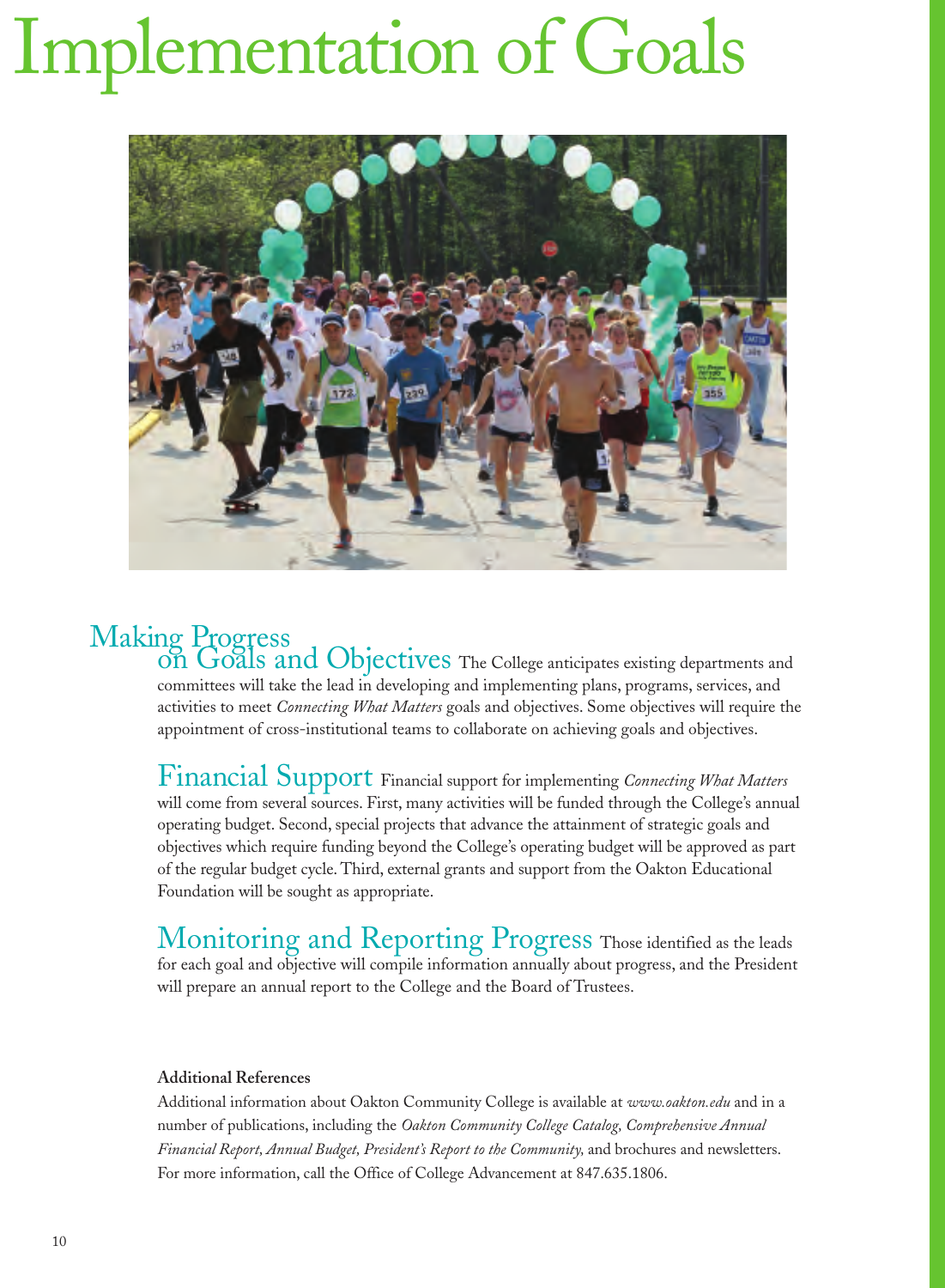# Implementation of Goals

## Making Progress on Goals and Objectives

The College anticipates existing departments and committees will take the lead in developing and implementing plans, programs, services, and activities to meet *Connecting What Matters* goals and objectives. Some objectives will require the appointment of cross-institutional teams to collaborate on achieving goals and objectives.

## Financial Support

Financial support for implementing *Connecting What Matters* will come from several sources. First, many activities will be funded through the College's annual operating budget. Second, special projects that advance the attainment of strategic goals and objectives which require funding beyond the College's operating budget will be approved as part of the regular budget cycle. Third, external grants and support from the Oakton Educational Foundation will be sought as appropriate.

## Monitoring and Reporting Progress

Those identified as the leads for each goal and objective will compile information annually about progress, and the President will prepare an annual report to the College and the Board of Trustees.

**Additional References**

Additional information about Oakton Community College is available at *www.oakton.edu* and in a number of publications, including the *Oakton Community College Catalog, Comprehensive Annual Financial Report, Annual Budget, President's Report to the Community,* and brochures and newsletters. For more information, call the Office of College Advancement at 847.635.1806.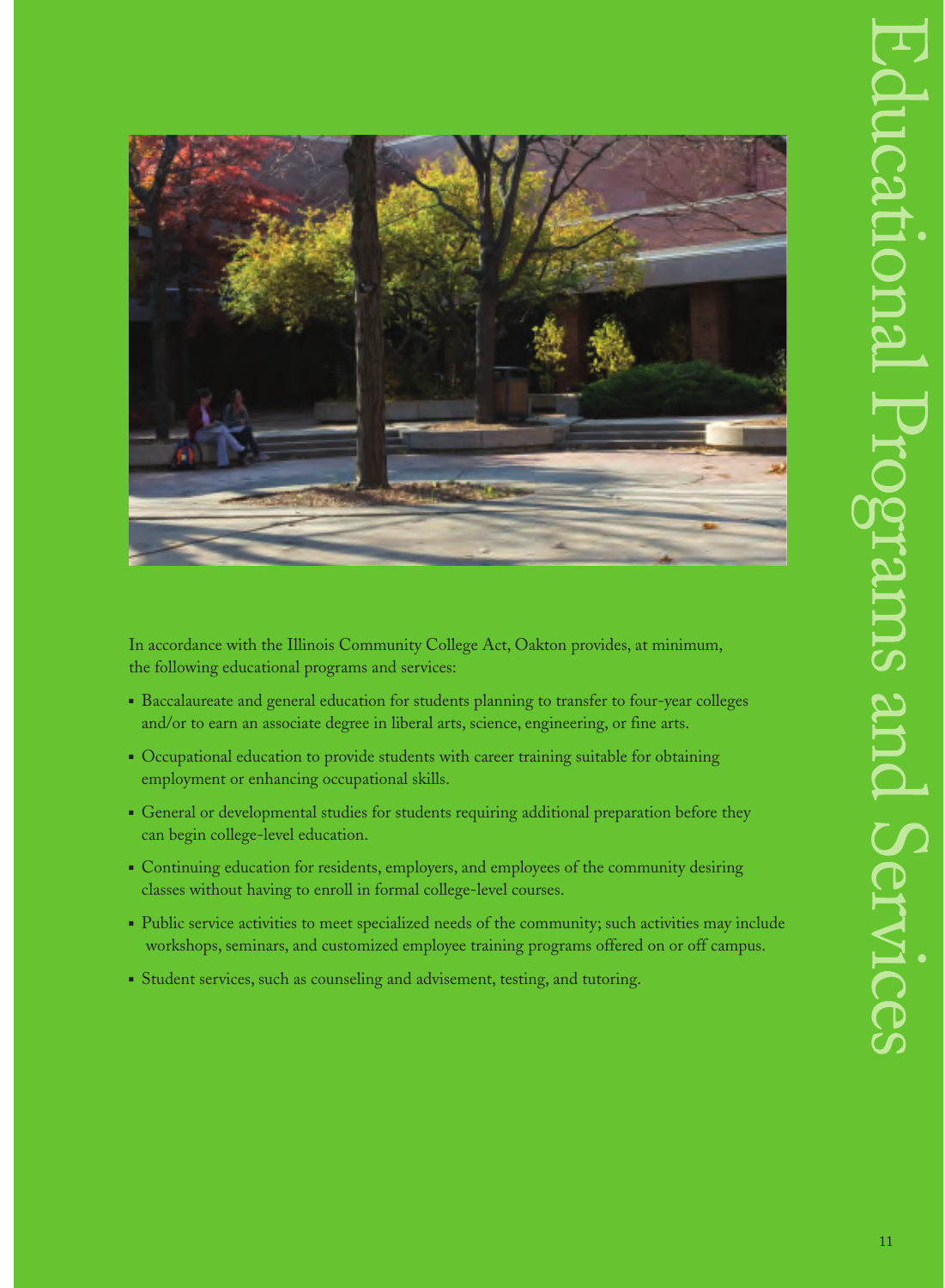# Educational Programs and Services

In accordance with the Illinois Community College Act, Oakton provides, at minimum, the following educational programs and services:

- Baccalaureate and general education for students planning to transfer to four-year colleges and/or to earn an associate degree in liberal arts, science, engineering, or fine arts.
- Occupational education to provide students with career training suitable for obtaining employment or enhancing occupational skills.
- General or developmental studies for students requiring additional preparation before they can begin college-level education.
- Continuing education for residents, employers, and employees of the community desiring classes without having to enroll in formal college-level courses.
- Public service activities to meet specialized needs of the community; such activities may include workshops, seminars, and customized employee training programs offered on or off campus.
- Student services, such as counseling and advisement, testing, and tutoring.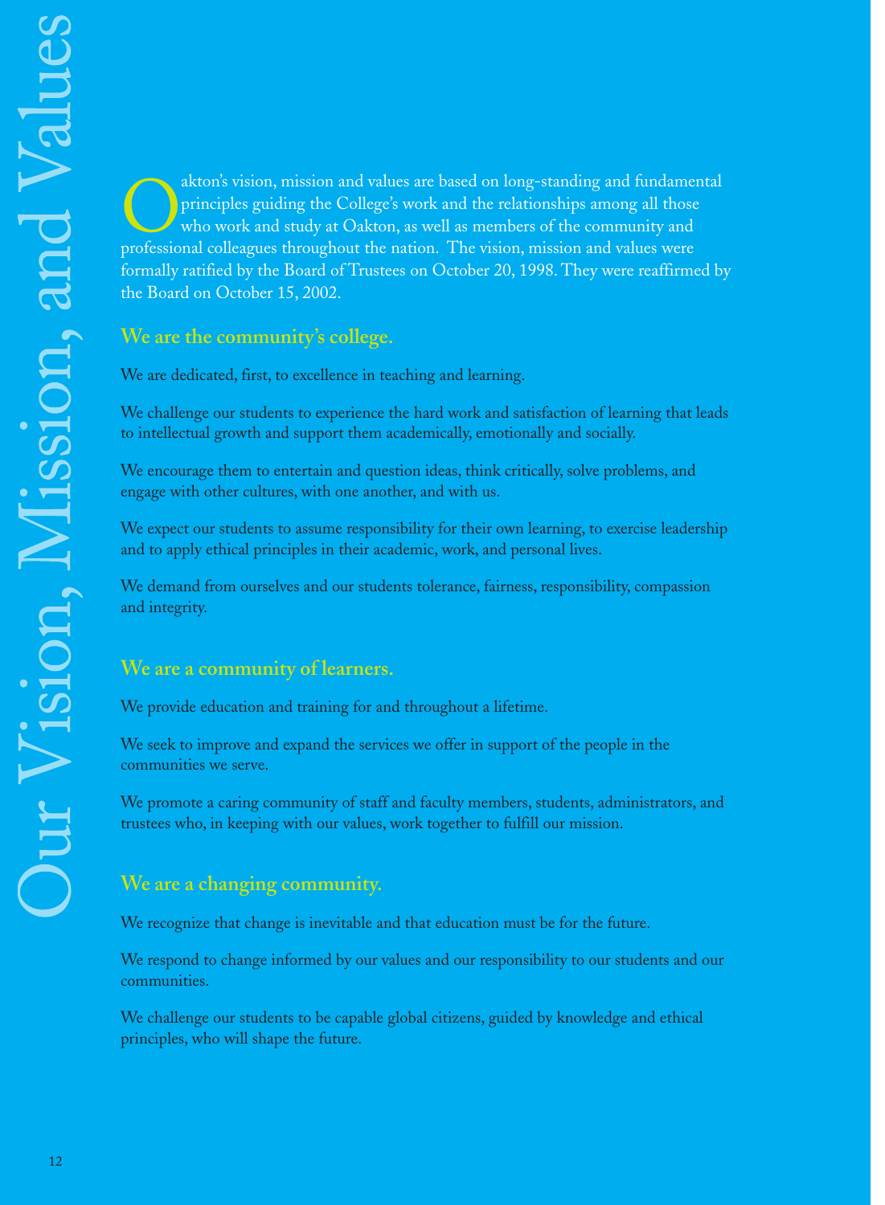# Our Vision, Mission, and Values

Oakton's vision, mission and values are based on long-standing and fundamental principles guiding the College's work and the relationships among all those who work and study at Oakton, as well as members of the community and professional colleagues throughout the nation. The vision, mission and values were formally ratified by the Board of Trustees on October 20, 1998. They were reaffirmed by the Board on October 15, 2002.

## We are the community's college.

We are dedicated, first, to excellence in teaching and learning.

We challenge our students to experience the hard work and satisfaction of learning that leads to intellectual growth and support them academically, emotionally and socially.

We encourage them to entertain and question ideas, think critically, solve problems, and engage with other cultures, with one another, and with us.

We expect our students to assume responsibility for their own learning, to exercise leadership and to apply ethical principles in their academic, work, and personal lives.

We demand from ourselves and our students tolerance, fairness, responsibility, compassion and integrity.

## We are a community of learners.

We provide education and training for and throughout a lifetime.

We seek to improve and expand the services we offer in support of the people in the communities we serve.

We promote a caring community of staff and faculty members, students, administrators, and trustees who, in keeping with our values, work together to fulfill our mission.

## We are a changing community.

We recognize that change is inevitable and that education must be for the future.

We respond to change informed by our values and our responsibility to our students and our communities.

We challenge our students to be capable global citizens, guided by knowledge and ethical principles, who will shape the future.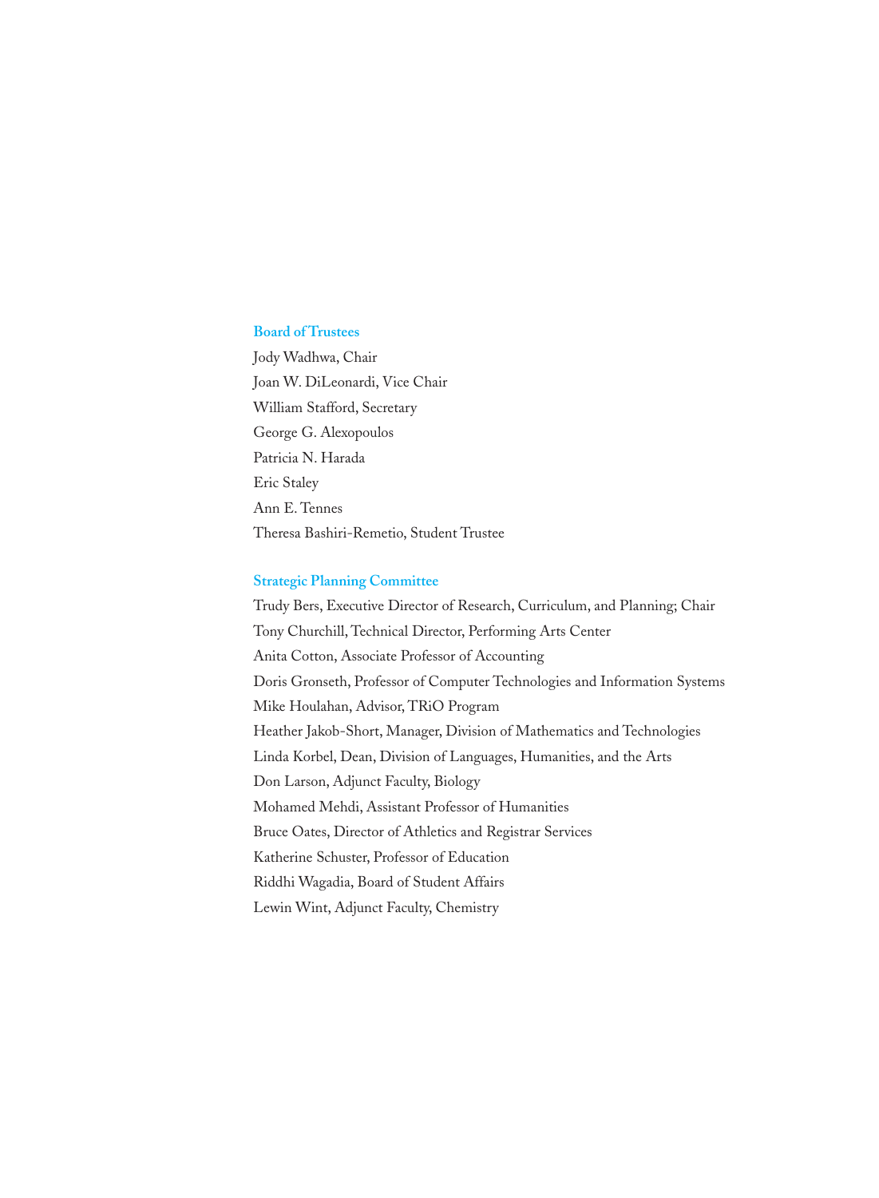## Board of Trustees

Jody Wadhwa, Chair
Joan W. DiLeonardi, Vice Chair
William Stafford, Secretary
George G. Alexopoulos
Patricia N. Harada
Eric Staley
Ann E. Tennes
Theresa Bashiri-Remetio, Student Trustee

## Strategic Planning Committee

Trudy Bers, Executive Director of Research, Curriculum, and Planning; Chair
Tony Churchill, Technical Director, Performing Arts Center
Anita Cotton, Associate Professor of Accounting
Doris Gronseth, Professor of Computer Technologies and Information Systems
Mike Houlahan, Advisor, TRiO Program
Heather Jakob-Short, Manager, Division of Mathematics and Technologies
Linda Korbel, Dean, Division of Languages, Humanities, and the Arts
Don Larson, Adjunct Faculty, Biology
Mohamed Mehdi, Assistant Professor of Humanities
Bruce Oates, Director of Athletics and Registrar Services
Katherine Schuster, Professor of Education
Riddhi Wagadia, Board of Student Affairs
Lewin Wint, Adjunct Faculty, Chemistry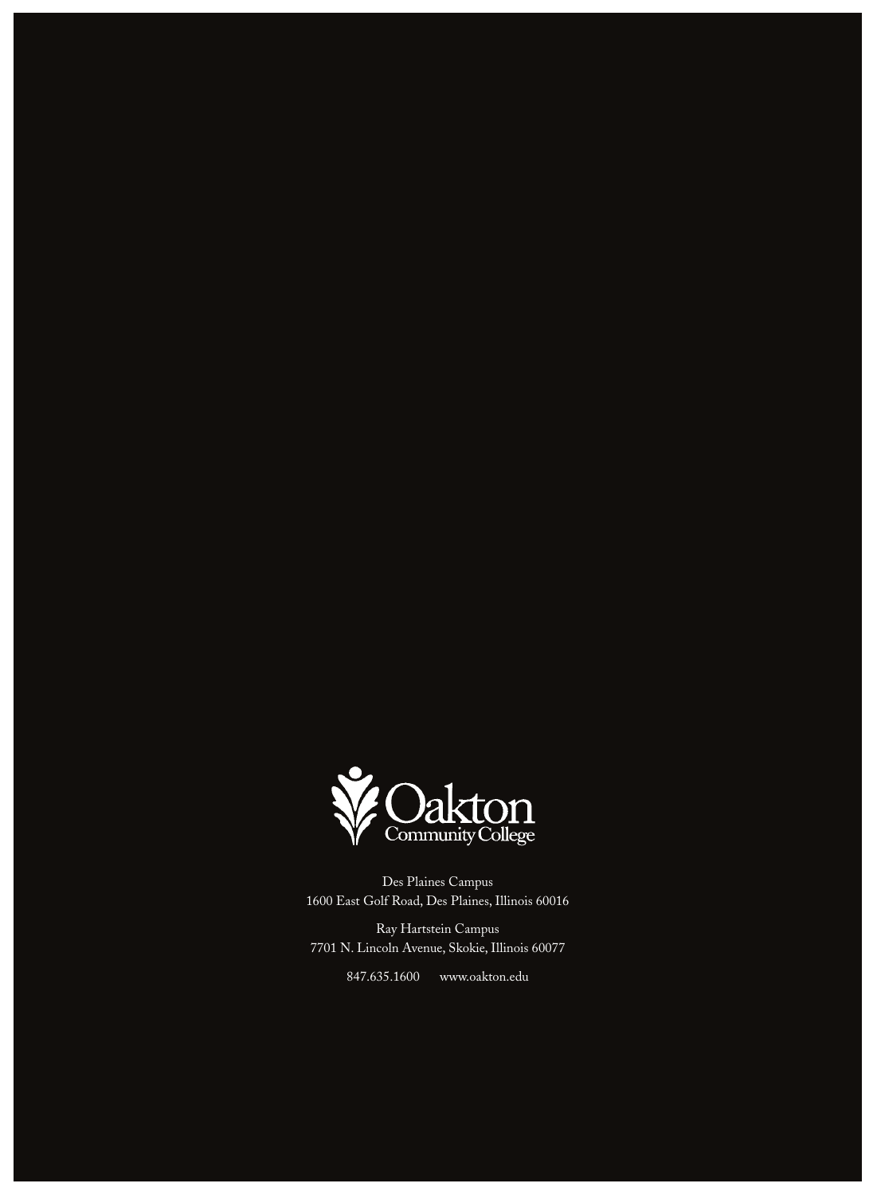Oakton Community College

Des Plaines Campus
1600 East Golf Road, Des Plaines, Illinois 60016

Ray Hartstein Campus
7701 N. Lincoln Avenue, Skokie, Illinois 60077

847.635.1600 www.oakton.edu